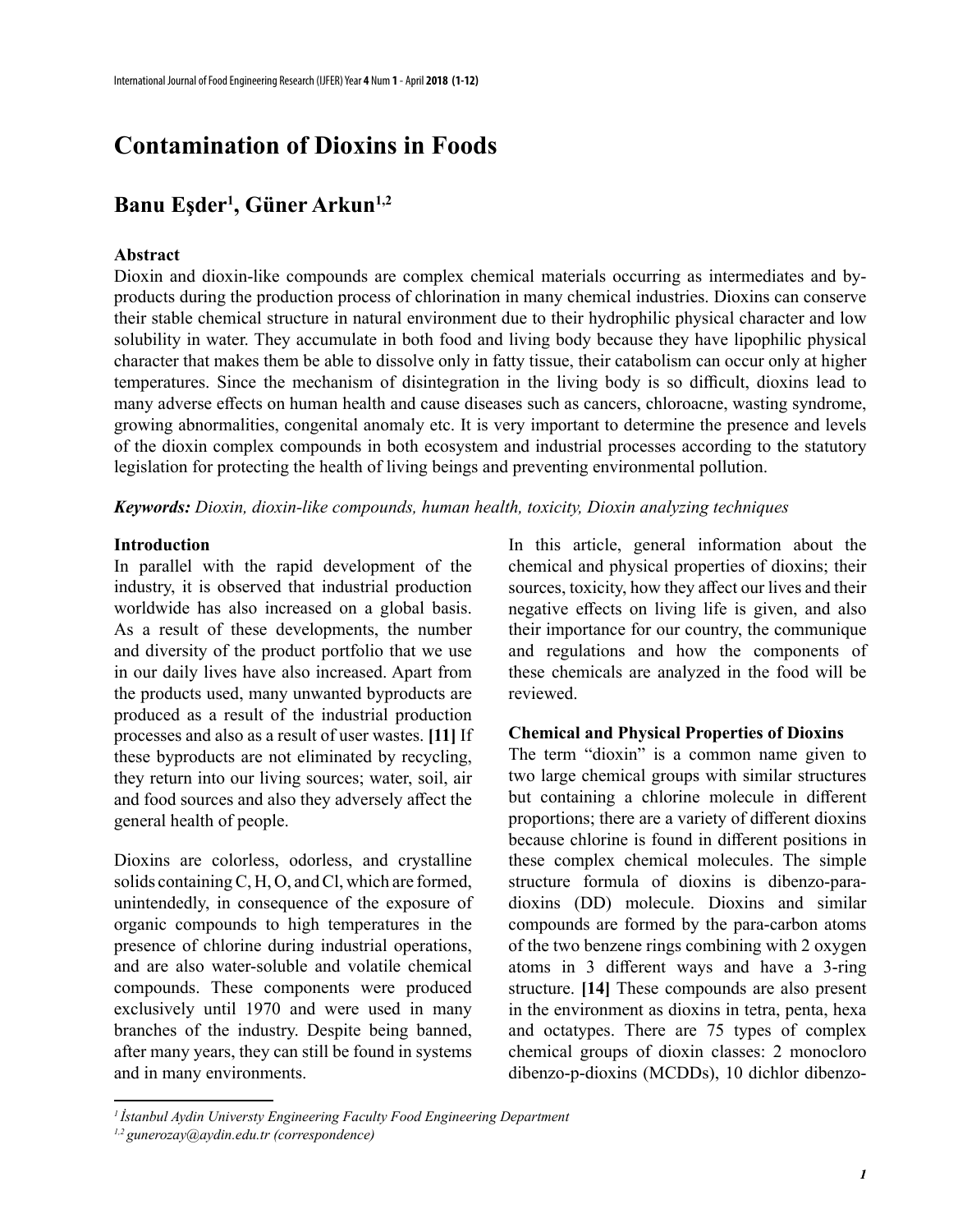# Contamination of Dioxins in Foods

## Banu Eşder[1], Güner Arkun[1,2]

### Abstract

Dioxin and dioxin-like compounds are complex chemical materials occurring as intermediates and by-products during the production process of chlorination in many chemical industries. Dioxins can conserve their stable chemical structure in natural environment due to their hydrophilic physical character and low solubility in water. They accumulate in both food and living body because they have lipophilic physical character that makes them be able to dissolve only in fatty tissue, their catabolism can occur only at higher temperatures. Since the mechanism of disintegration in the living body is so difficult, dioxins lead to many adverse effects on human health and cause diseases such as cancers, chloroacne, wasting syndrome, growing abnormalities, congenital anomaly etc. It is very important to determine the presence and levels of the dioxin complex compounds in both ecosystem and industrial processes according to the statutory legislation for protecting the health of living beings and preventing environmental pollution.

***Keywords:*** *Dioxin, dioxin-like compounds, human health, toxicity, Dioxin analyzing techniques*

### Introduction

In parallel with the rapid development of the industry, it is observed that industrial production worldwide has also increased on a global basis. As a result of these developments, the number and diversity of the product portfolio that we use in our daily lives have also increased. Apart from the products used, many unwanted byproducts are produced as a result of the industrial production processes and also as a result of user wastes. **[11]** If these byproducts are not eliminated by recycling, they return into our living sources; water, soil, air and food sources and also they adversely affect the general health of people.

Dioxins are colorless, odorless, and crystalline solids containing C, H, O, and Cl, which are formed, unintendedly, in consequence of the exposure of organic compounds to high temperatures in the presence of chlorine during industrial operations, and are also water-soluble and volatile chemical compounds. These components were produced exclusively until 1970 and were used in many branches of the industry. Despite being banned, after many years, they can still be found in systems and in many environments.

In this article, general information about the chemical and physical properties of dioxins; their sources, toxicity, how they affect our lives and their negative effects on living life is given, and also their importance for our country, the communique and regulations and how the components of these chemicals are analyzed in the food will be reviewed.

### Chemical and Physical Properties of Dioxins

The term "dioxin" is a common name given to two large chemical groups with similar structures but containing a chlorine molecule in different proportions; there are a variety of different dioxins because chlorine is found in different positions in these complex chemical molecules. The simple structure formula of dioxins is dibenzo-para-dioxins (DD) molecule. Dioxins and similar compounds are formed by the para-carbon atoms of the two benzene rings combining with 2 oxygen atoms in 3 different ways and have a 3-ring structure. **[14]** These compounds are also present in the environment as dioxins in tetra, penta, hexa and octatypes. There are 75 types of complex chemical groups of dioxin classes: 2 monocloro dibenzo-p-dioxins (MCDDs), 10 dichlor dibenzo-

---

*[1] İstanbul Aydin Universty Engineering Faculty Food Engineering Department*
*[1,2] gunerozay@aydin.edu.tr (correspondence)*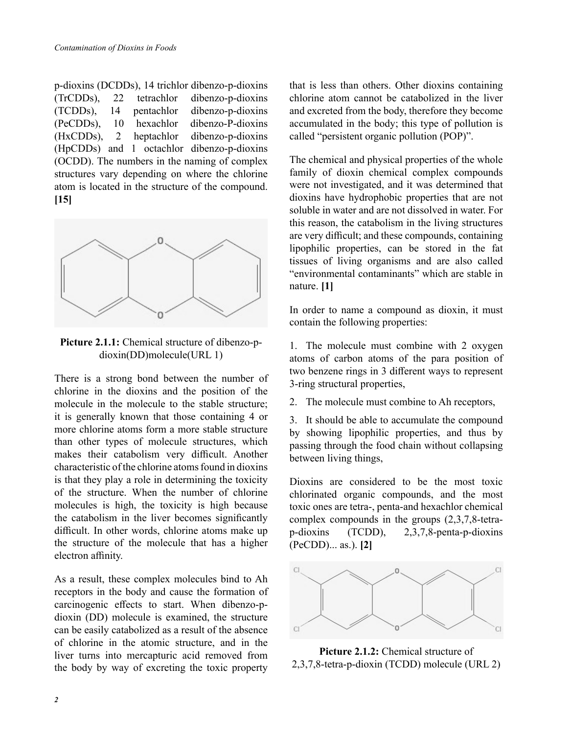p-dioxins (DCDDs), 14 trichlor dibenzo-p-dioxins (TrCDDs), 22 tetrachlor dibenzo-p-dioxins (TCDDs), 14 pentachlor dibenzo-p-dioxins (PeCDDs), 10 hexachlor dibenzo-P-dioxins (HxCDDs), 2 heptachlor dibenzo-p-dioxins (HpCDDs) and 1 octachlor dibenzo-p-dioxins (OCDD). The numbers in the naming of complex structures vary depending on where the chlorine atom is located in the structure of the compound. **[15]**

**Picture 2.1.1:** Chemical structure of dibenzo-p-dioxin(DD)molecule(URL 1)

There is a strong bond between the number of chlorine in the dioxins and the position of the molecule in the molecule to the stable structure; it is generally known that those containing 4 or more chlorine atoms form a more stable structure than other types of molecule structures, which makes their catabolism very difficult. Another characteristic of the chlorine atoms found in dioxins is that they play a role in determining the toxicity of the structure. When the number of chlorine molecules is high, the toxicity is high because the catabolism in the liver becomes significantly difficult. In other words, chlorine atoms make up the structure of the molecule that has a higher electron affinity.

As a result, these complex molecules bind to Ah receptors in the body and cause the formation of carcinogenic effects to start. When dibenzo-p-dioxin (DD) molecule is examined, the structure can be easily catabolized as a result of the absence of chlorine in the atomic structure, and in the liver turns into mercapturic acid removed from the body by way of excreting the toxic property that is less than others. Other dioxins containing chlorine atom cannot be catabolized in the liver and excreted from the body, therefore they become accumulated in the body; this type of pollution is called "persistent organic pollution (POP)".

The chemical and physical properties of the whole family of dioxin chemical complex compounds were not investigated, and it was determined that dioxins have hydrophobic properties that are not soluble in water and are not dissolved in water. For this reason, the catabolism in the living structures are very difficult; and these compounds, containing lipophilic properties, can be stored in the fat tissues of living organisms and are also called "environmental contaminants" which are stable in nature. **[1]**

In order to name a compound as dioxin, it must contain the following properties:

1. The molecule must combine with 2 oxygen atoms of carbon atoms of the para position of two benzene rings in 3 different ways to represent 3-ring structural properties,
2. The molecule must combine to Ah receptors,
3. It should be able to accumulate the compound by showing lipophilic properties, and thus by passing through the food chain without collapsing between living things,

Dioxins are considered to be the most toxic chlorinated organic compounds, and the most toxic ones are tetra-, penta-and hexachlor chemical complex compounds in the groups (2,3,7,8-tetra-p-dioxins (TCDD), 2,3,7,8-penta-p-dioxins (PeCDD)... as.). **[2]**

**Picture 2.1.2:** Chemical structure of 2,3,7,8-tetra-p-dioxin (TCDD) molecule (URL 2)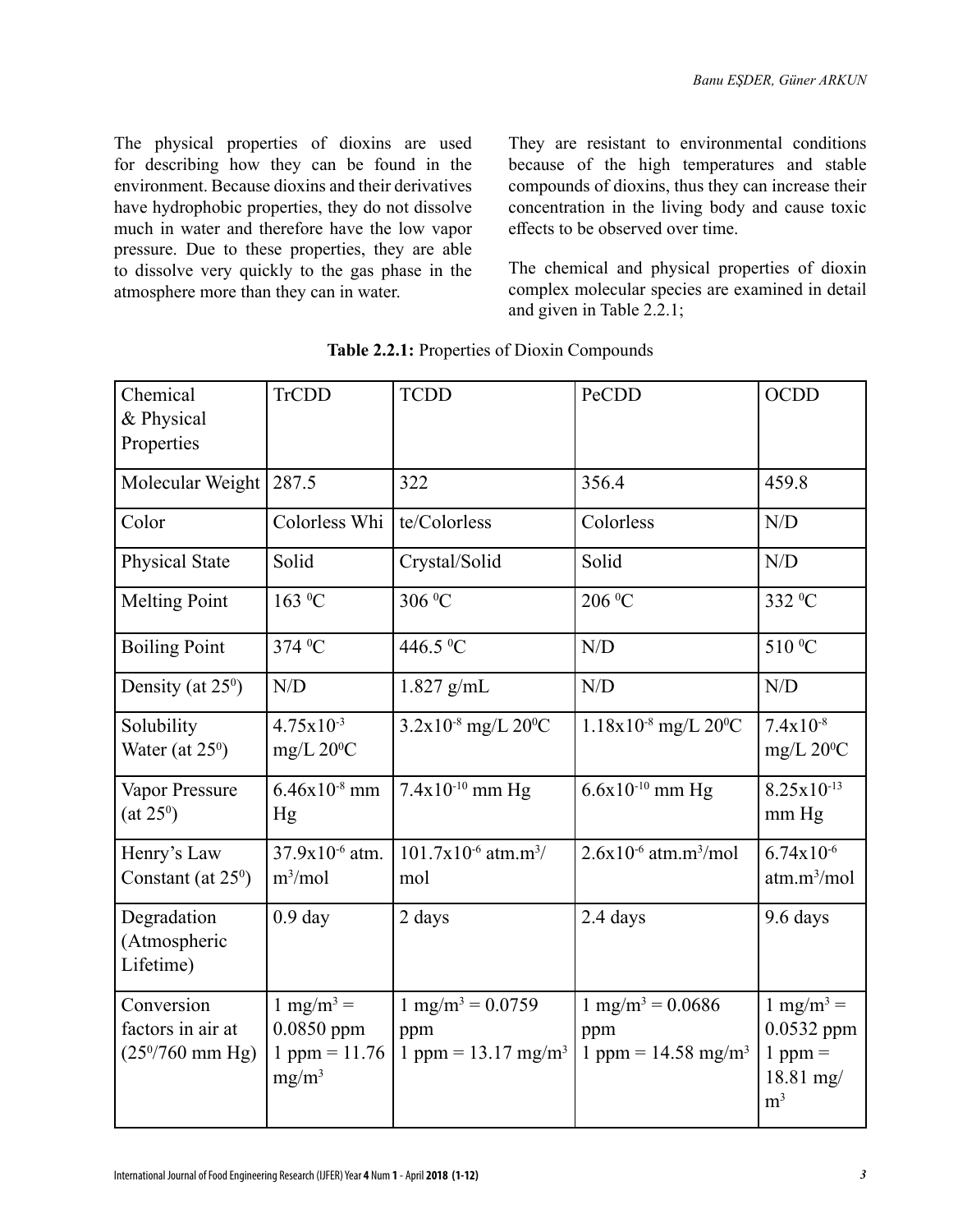The physical properties of dioxins are used for describing how they can be found in the environment. Because dioxins and their derivatives have hydrophobic properties, they do not dissolve much in water and therefore have the low vapor pressure. Due to these properties, they are able to dissolve very quickly to the gas phase in the atmosphere more than they can in water.

They are resistant to environmental conditions because of the high temperatures and stable compounds of dioxins, thus they can increase their concentration in the living body and cause toxic effects to be observed over time.

The chemical and physical properties of dioxin complex molecular species are examined in detail and given in Table 2.2.1;

**Table 2.2.1:** Properties of Dioxin Compounds

| Chemical & Physical Properties | TrCDD | TCDD | PeCDD | OCDD |
|---|---|---|---|---|
| Molecular Weight | 287.5 | 322 | 356.4 | 459.8 |
| Color | Colorless Whi | te/Colorless | Colorless | N/D |
| Physical State | Solid | Crystal/Solid | Solid | N/D |
| Melting Point | 163 $^0$C | 306 $^0$C | 206 $^0$C | 332 $^0$C |
| Boiling Point | 374 $^0$C | 446.5 $^0$C | N/D | 510 $^0$C |
| Density (at $25^0$) | N/D | 1.827 g/mL | N/D | N/D |
| Solubility Water (at $25^0$) | $4.75 \times 10^{-3}$ mg/L $20^0$C | $3.2 \times 10^{-8}$ mg/L $20^0$C | $1.18 \times 10^{-8}$ mg/L $20^0$C | $7.4 \times 10^{-8}$ mg/L $20^0$C |
| Vapor Pressure (at $25^0$) | $6.46 \times 10^{-8}$ mm Hg | $7.4 \times 10^{-10}$ mm Hg | $6.6 \times 10^{-10}$ mm Hg | $8.25 \times 10^{-13}$ mm Hg |
| Henry's Law Constant (at $25^0$) | $37.9 \times 10^{-6}$ atm. m$^3$/mol | $101.7 \times 10^{-6}$ atm.m$^3$/mol | $2.6 \times 10^{-6}$ atm.m$^3$/mol | $6.74 \times 10^{-6}$ atm.m$^3$/mol |
| Degradation (Atmospheric Lifetime) | 0.9 day | 2 days | 2.4 days | 9.6 days |
| Conversion factors in air at ($25^0$/760 mm Hg) | 1 mg/m$^3$ = 0.0850 ppm 1 ppm = 11.76 mg/m$^3$ | 1 mg/m$^3$ = 0.0759 ppm 1 ppm = 13.17 mg/m$^3$ | 1 mg/m$^3$ = 0.0686 ppm 1 ppm = 14.58 mg/m$^3$ | 1 mg/m$^3$ = 0.0532 ppm 1 ppm = 18.81 mg/m$^3$ |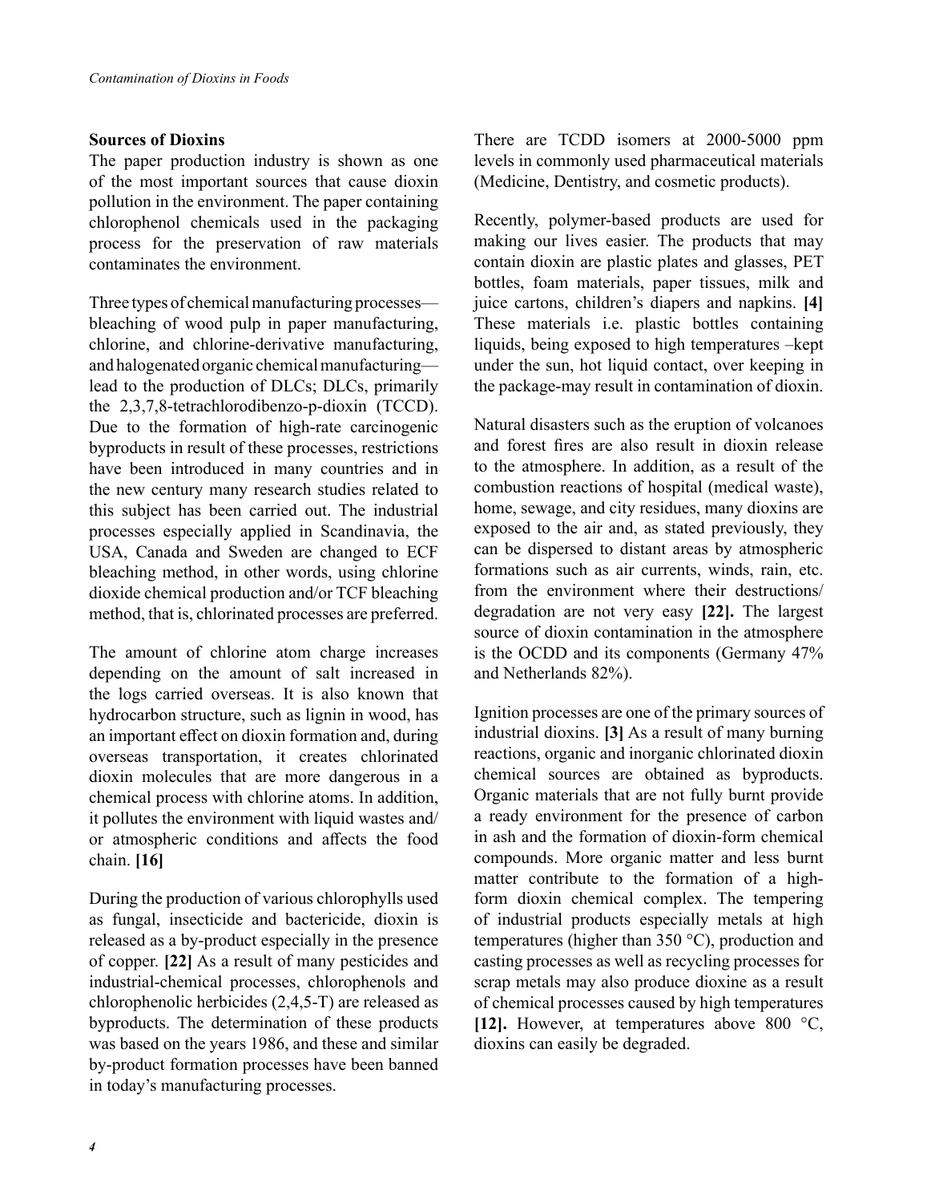## Sources of Dioxins

The paper production industry is shown as one of the most important sources that cause dioxin pollution in the environment. The paper containing chlorophenol chemicals used in the packaging process for the preservation of raw materials contaminates the environment.

Three types of chemical manufacturing processes—bleaching of wood pulp in paper manufacturing, chlorine, and chlorine-derivative manufacturing, and halogenated organic chemical manufacturing—lead to the production of DLCs; DLCs, primarily the 2,3,7,8-tetrachlorodibenzo-p-dioxin (TCCD). Due to the formation of high-rate carcinogenic byproducts in result of these processes, restrictions have been introduced in many countries and in the new century many research studies related to this subject has been carried out. The industrial processes especially applied in Scandinavia, the USA, Canada and Sweden are changed to ECF bleaching method, in other words, using chlorine dioxide chemical production and/or TCF bleaching method, that is, chlorinated processes are preferred.

The amount of chlorine atom charge increases depending on the amount of salt increased in the logs carried overseas. It is also known that hydrocarbon structure, such as lignin in wood, has an important effect on dioxin formation and, during overseas transportation, it creates chlorinated dioxin molecules that are more dangerous in a chemical process with chlorine atoms. In addition, it pollutes the environment with liquid wastes and/or atmospheric conditions and affects the food chain. **[16]**

During the production of various chlorophylls used as fungal, insecticide and bactericide, dioxin is released as a by-product especially in the presence of copper. **[22]** As a result of many pesticides and industrial-chemical processes, chlorophenols and chlorophenolic herbicides (2,4,5-T) are released as byproducts. The determination of these products was based on the years 1986, and these and similar by-product formation processes have been banned in today's manufacturing processes.

There are TCDD isomers at 2000-5000 ppm levels in commonly used pharmaceutical materials (Medicine, Dentistry, and cosmetic products).

Recently, polymer-based products are used for making our lives easier. The products that may contain dioxin are plastic plates and glasses, PET bottles, foam materials, paper tissues, milk and juice cartons, children's diapers and napkins. **[4]** These materials i.e. plastic bottles containing liquids, being exposed to high temperatures –kept under the sun, hot liquid contact, over keeping in the package-may result in contamination of dioxin.

Natural disasters such as the eruption of volcanoes and forest fires are also result in dioxin release to the atmosphere. In addition, as a result of the combustion reactions of hospital (medical waste), home, sewage, and city residues, many dioxins are exposed to the air and, as stated previously, they can be dispersed to distant areas by atmospheric formations such as air currents, winds, rain, etc. from the environment where their destructions/degradation are not very easy **[22].** The largest source of dioxin contamination in the atmosphere is the OCDD and its components (Germany 47% and Netherlands 82%).

Ignition processes are one of the primary sources of industrial dioxins. **[3]** As a result of many burning reactions, organic and inorganic chlorinated dioxin chemical sources are obtained as byproducts. Organic materials that are not fully burnt provide a ready environment for the presence of carbon in ash and the formation of dioxin-form chemical compounds. More organic matter and less burnt matter contribute to the formation of a high-form dioxin chemical complex. The tempering of industrial products especially metals at high temperatures (higher than 350 °C), production and casting processes as well as recycling processes for scrap metals may also produce dioxine as a result of chemical processes caused by high temperatures **[12].** However, at temperatures above 800 °C, dioxins can easily be degraded.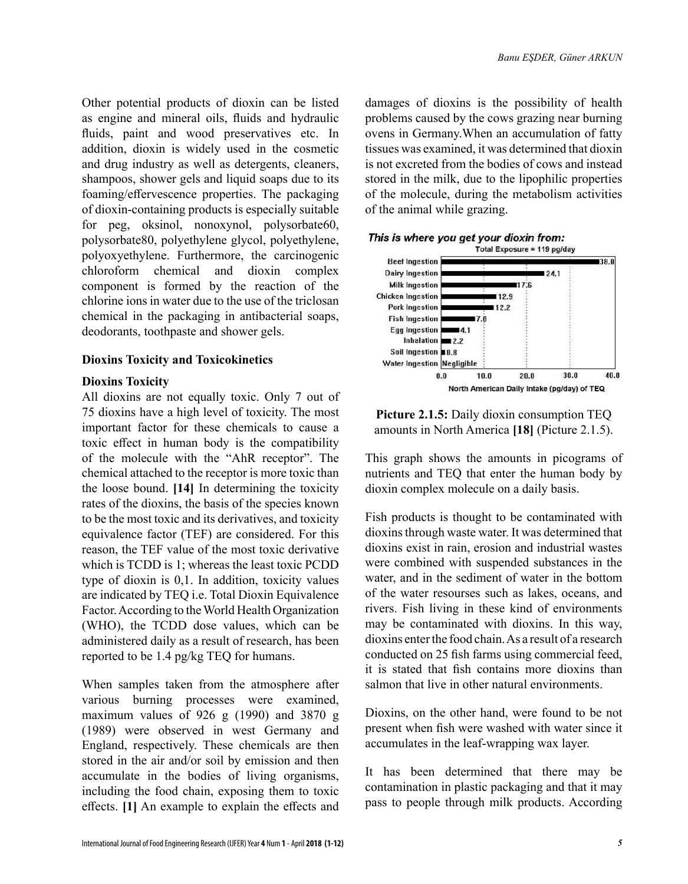Other potential products of dioxin can be listed as engine and mineral oils, fluids and hydraulic fluids, paint and wood preservatives etc. In addition, dioxin is widely used in the cosmetic and drug industry as well as detergents, cleaners, shampoos, shower gels and liquid soaps due to its foaming/effervescence properties. The packaging of dioxin-containing products is especially suitable for peg, oksinol, nonoxynol, polysorbate60, polysorbate80, polyethylene glycol, polyethylene, polyoxyethylene. Furthermore, the carcinogenic chloroform chemical and dioxin complex component is formed by the reaction of the chlorine ions in water due to the use of the triclosan chemical in the packaging in antibacterial soaps, deodorants, toothpaste and shower gels.

### Dioxins Toxicity and Toxicokinetics

#### Dioxins Toxicity

All dioxins are not equally toxic. Only 7 out of 75 dioxins have a high level of toxicity. The most important factor for these chemicals to cause a toxic effect in human body is the compatibility of the molecule with the "AhR receptor". The chemical attached to the receptor is more toxic than the loose bound. **[14]** In determining the toxicity rates of the dioxins, the basis of the species known to be the most toxic and its derivatives, and toxicity equivalence factor (TEF) are considered. For this reason, the TEF value of the most toxic derivative which is TCDD is 1; whereas the least toxic PCDD type of dioxin is 0,1. In addition, toxicity values are indicated by TEQ i.e. Total Dioxin Equivalence Factor. According to the World Health Organization (WHO), the TCDD dose values, which can be administered daily as a result of research, has been reported to be 1.4 pg/kg TEQ for humans.

When samples taken from the atmosphere after various burning processes were examined, maximum values of 926 g (1990) and 3870 g (1989) were observed in west Germany and England, respectively. These chemicals are then stored in the air and/or soil by emission and then accumulate in the bodies of living organisms, including the food chain, exposing them to toxic effects. **[1]** An example to explain the effects and damages of dioxins is the possibility of health problems caused by the cows grazing near burning ovens in Germany.When an accumulation of fatty tissues was examined, it was determined that dioxin is not excreted from the bodies of cows and instead stored in the milk, due to the lipophilic properties of the molecule, during the metabolism activities of the animal while grazing.

**Picture 2.1.5:** Daily dioxin consumption TEQ amounts in North America **[18]** (Picture 2.1.5).

This graph shows the amounts in picograms of nutrients and TEQ that enter the human body by dioxin complex molecule on a daily basis.

Fish products is thought to be contaminated with dioxins through waste water. It was determined that dioxins exist in rain, erosion and industrial wastes were combined with suspended substances in the water, and in the sediment of water in the bottom of the water resourses such as lakes, oceans, and rivers. Fish living in these kind of environments may be contaminated with dioxins. In this way, dioxins enter the food chain. As a result of a research conducted on 25 fish farms using commercial feed, it is stated that fish contains more dioxins than salmon that live in other natural environments.

Dioxins, on the other hand, were found to be not present when fish were washed with water since it accumulates in the leaf-wrapping wax layer.

It has been determined that there may be contamination in plastic packaging and that it may pass to people through milk products. According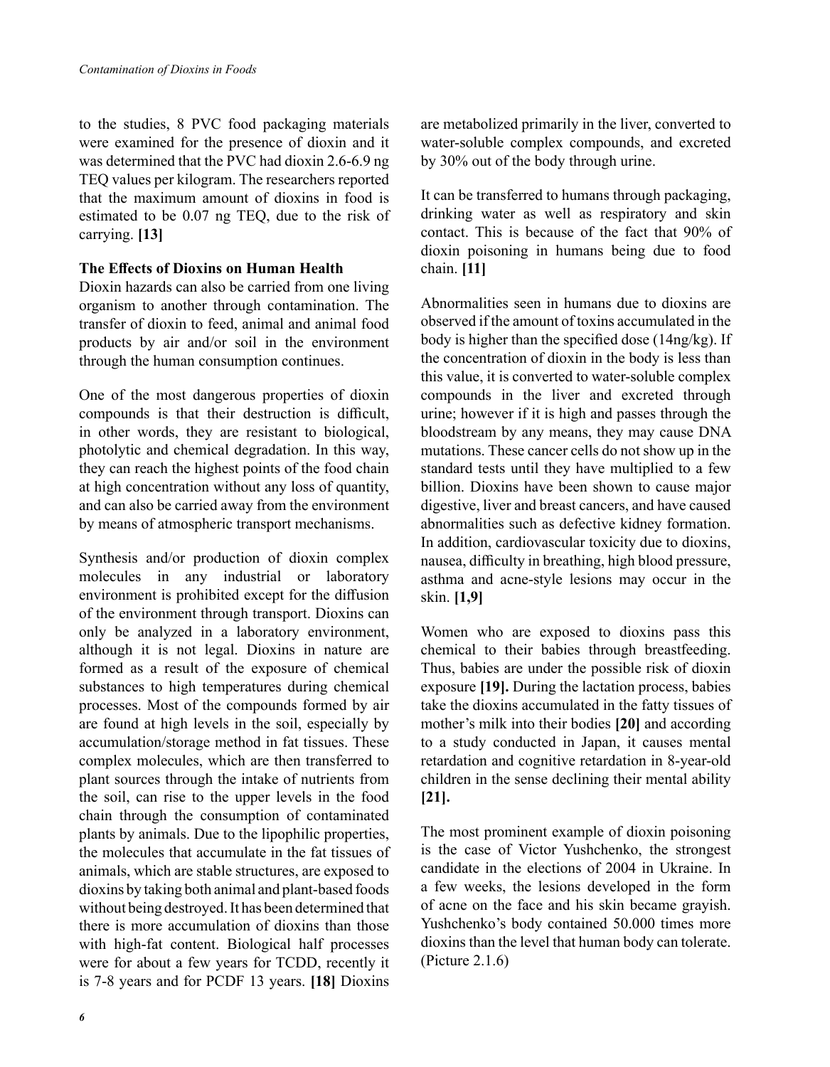to the studies, 8 PVC food packaging materials were examined for the presence of dioxin and it was determined that the PVC had dioxin 2.6-6.9 ng TEQ values per kilogram. The researchers reported that the maximum amount of dioxins in food is estimated to be 0.07 ng TEQ, due to the risk of carrying. **[13]**

**The Effects of Dioxins on Human Health**

Dioxin hazards can also be carried from one living organism to another through contamination. The transfer of dioxin to feed, animal and animal food products by air and/or soil in the environment through the human consumption continues.

One of the most dangerous properties of dioxin compounds is that their destruction is difficult, in other words, they are resistant to biological, photolytic and chemical degradation. In this way, they can reach the highest points of the food chain at high concentration without any loss of quantity, and can also be carried away from the environment by means of atmospheric transport mechanisms.

Synthesis and/or production of dioxin complex molecules in any industrial or laboratory environment is prohibited except for the diffusion of the environment through transport. Dioxins can only be analyzed in a laboratory environment, although it is not legal. Dioxins in nature are formed as a result of the exposure of chemical substances to high temperatures during chemical processes. Most of the compounds formed by air are found at high levels in the soil, especially by accumulation/storage method in fat tissues. These complex molecules, which are then transferred to plant sources through the intake of nutrients from the soil, can rise to the upper levels in the food chain through the consumption of contaminated plants by animals. Due to the lipophilic properties, the molecules that accumulate in the fat tissues of animals, which are stable structures, are exposed to dioxins by taking both animal and plant-based foods without being destroyed. It has been determined that there is more accumulation of dioxins than those with high-fat content. Biological half processes were for about a few years for TCDD, recently it is 7-8 years and for PCDF 13 years. **[18]** Dioxins are metabolized primarily in the liver, converted to water-soluble complex compounds, and excreted by 30% out of the body through urine.

It can be transferred to humans through packaging, drinking water as well as respiratory and skin contact. This is because of the fact that 90% of dioxin poisoning in humans being due to food chain. **[11]**

Abnormalities seen in humans due to dioxins are observed if the amount of toxins accumulated in the body is higher than the specified dose (14ng/kg). If the concentration of dioxin in the body is less than this value, it is converted to water-soluble complex compounds in the liver and excreted through urine; however if it is high and passes through the bloodstream by any means, they may cause DNA mutations. These cancer cells do not show up in the standard tests until they have multiplied to a few billion. Dioxins have been shown to cause major digestive, liver and breast cancers, and have caused abnormalities such as defective kidney formation. In addition, cardiovascular toxicity due to dioxins, nausea, difficulty in breathing, high blood pressure, asthma and acne-style lesions may occur in the skin. **[1,9]**

Women who are exposed to dioxins pass this chemical to their babies through breastfeeding. Thus, babies are under the possible risk of dioxin exposure **[19].** During the lactation process, babies take the dioxins accumulated in the fatty tissues of mother's milk into their bodies **[20]** and according to a study conducted in Japan, it causes mental retardation and cognitive retardation in 8-year-old children in the sense declining their mental ability **[21].**

The most prominent example of dioxin poisoning is the case of Victor Yushchenko, the strongest candidate in the elections of 2004 in Ukraine. In a few weeks, the lesions developed in the form of acne on the face and his skin became grayish. Yushchenko's body contained 50.000 times more dioxins than the level that human body can tolerate. (Picture 2.1.6)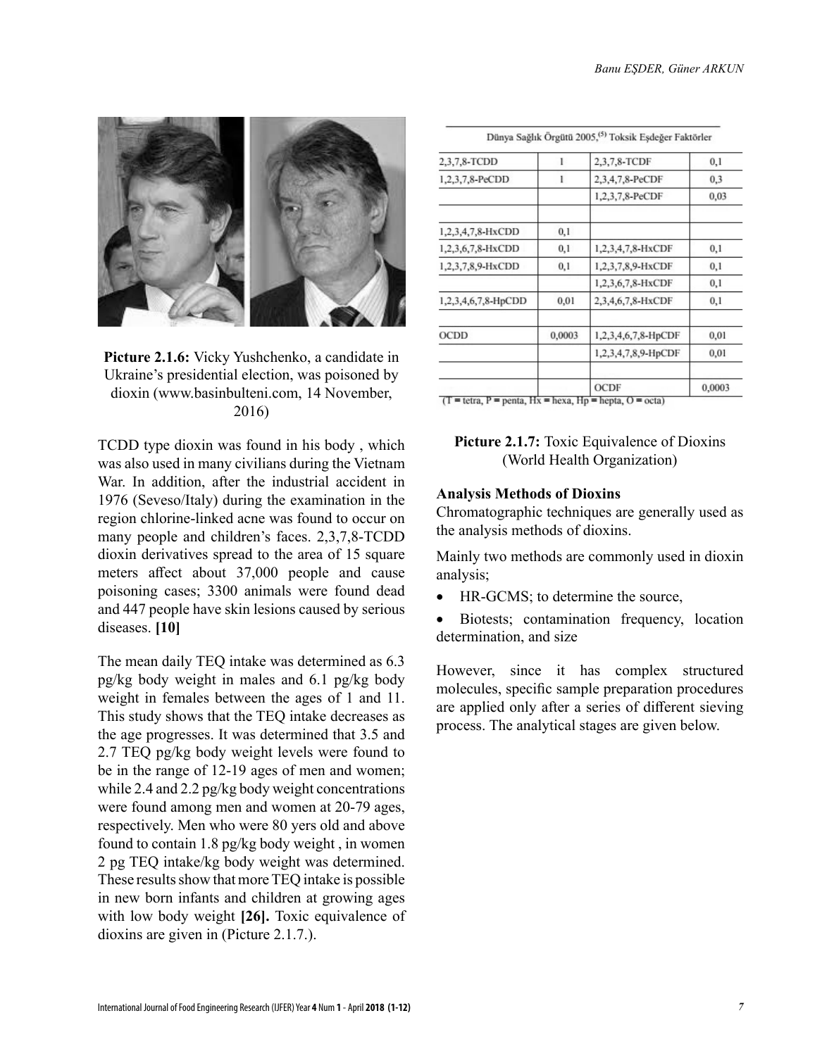**Picture 2.1.6:** Vicky Yushchenko, a candidate in Ukraine's presidential election, was poisoned by dioxin (www.basinbulteni.com, 14 November, 2016)

TCDD type dioxin was found in his body , which was also used in many civilians during the Vietnam War. In addition, after the industrial accident in 1976 (Seveso/Italy) during the examination in the region chlorine-linked acne was found to occur on many people and children's faces. 2,3,7,8-TCDD dioxin derivatives spread to the area of 15 square meters affect about 37,000 people and cause poisoning cases; 3300 animals were found dead and 447 people have skin lesions caused by serious diseases. **[10]**

The mean daily TEQ intake was determined as 6.3 pg/kg body weight in males and 6.1 pg/kg body weight in females between the ages of 1 and 11. This study shows that the TEQ intake decreases as the age progresses. It was determined that 3.5 and 2.7 TEQ pg/kg body weight levels were found to be in the range of 12-19 ages of men and women; while 2.4 and 2.2 pg/kg body weight concentrations were found among men and women at 20-79 ages, respectively. Men who were 80 yers old and above found to contain 1.8 pg/kg body weight , in women 2 pg TEQ intake/kg body weight was determined. These results show that more TEQ intake is possible in new born infants and children at growing ages with low body weight **[26].** Toxic equivalence of dioxins are given in (Picture 2.1.7.).

| Dünya Sağlık Örgütü 2005,[5] Toksik Eşdeğer Faktörler | | | |
|---|---|---|---|
| 2,3,7,8-TCDD | 1 | 2,3,7,8-TCDF | 0,1 |
| 1,2,3,7,8-PeCDD | 1 | 2,3,4,7,8-PeCDF | 0,3 |
| | | 1,2,3,7,8-PeCDF | 0,03 |
| | | | |
| 1,2,3,4,7,8-HxCDD | 0,1 | | |
| 1,2,3,6,7,8-HxCDD | 0,1 | 1,2,3,4,7,8-HxCDF | 0,1 |
| 1,2,3,7,8,9-HxCDD | 0,1 | 1,2,3,7,8,9-HxCDF | 0,1 |
| | | 1,2,3,6,7,8-HxCDF | 0,1 |
| 1,2,3,4,6,7,8-HpCDD | 0,01 | 2,3,4,6,7,8-HxCDF | 0,1 |
| | | | |
| OCDD | 0,0003 | 1,2,3,4,6,7,8-HpCDF | 0,01 |
| | | 1,2,3,4,7,8,9-HpCDF | 0,01 |
| | | | |
| | | OCDF | 0,0003 |

(T = tetra, P = penta, Hx = hexa, Hp = hepta, O = octa)

**Picture 2.1.7:** Toxic Equivalence of Dioxins (World Health Organization)

**Analysis Methods of Dioxins**

Chromatographic techniques are generally used as the analysis methods of dioxins.

Mainly two methods are commonly used in dioxin analysis;

- HR-GCMS; to determine the source,
- Biotests; contamination frequency, location determination, and size

However, since it has complex structured molecules, specific sample preparation procedures are applied only after a series of different sieving process. The analytical stages are given below.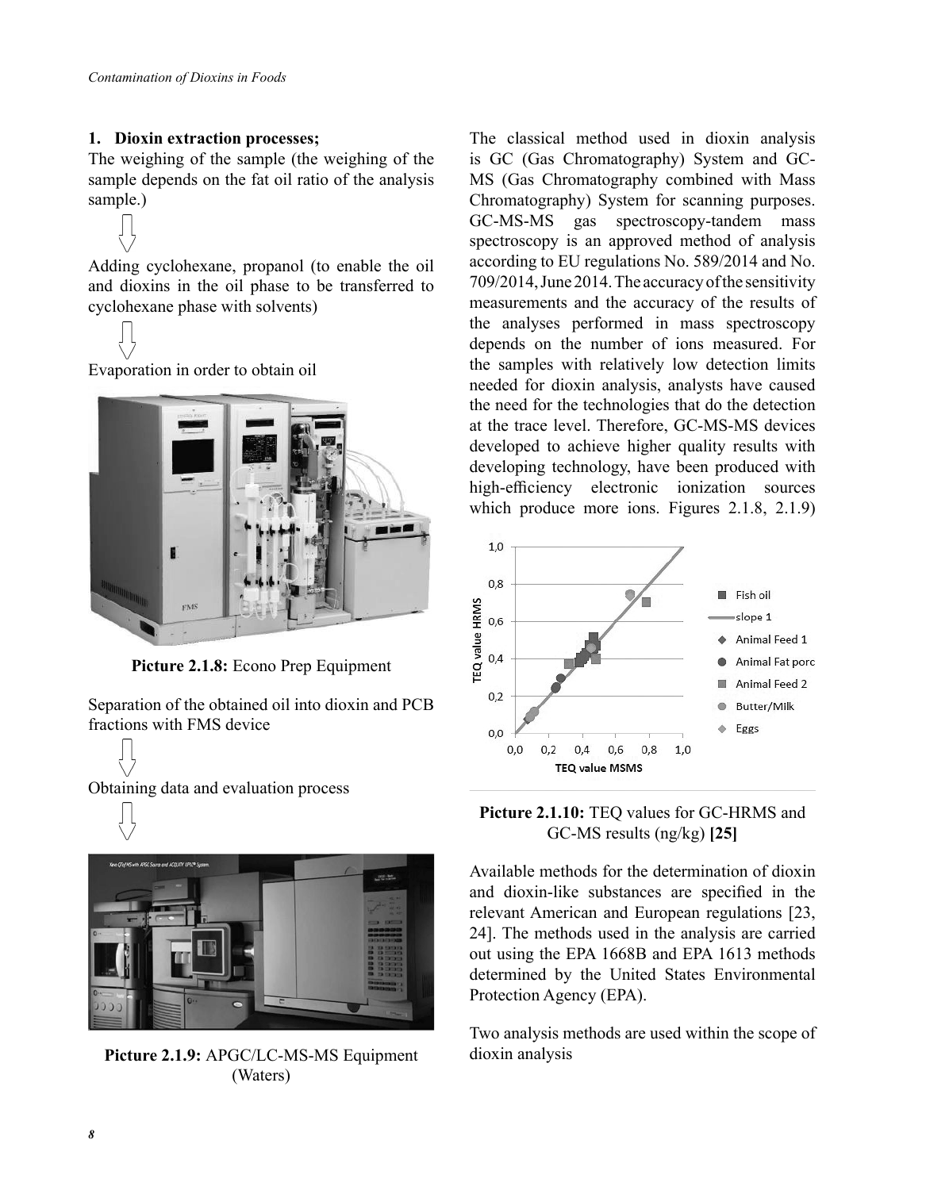## 1. Dioxin extraction processes;

The weighing of the sample (the weighing of the sample depends on the fat oil ratio of the analysis sample.)

⇩

Adding cyclohexane, propanol (to enable the oil and dioxins in the oil phase to be transferred to cyclohexane phase with solvents)

⇩

Evaporation in order to obtain oil

**Picture 2.1.8:** Econo Prep Equipment

Separation of the obtained oil into dioxin and PCB fractions with FMS device

⇩

Obtaining data and evaluation process

⇩

**Picture 2.1.9:** APGC/LC-MS-MS Equipment (Waters)

The classical method used in dioxin analysis is GC (Gas Chromatography) System and GC-MS (Gas Chromatography combined with Mass Chromatography) System for scanning purposes. GC-MS-MS gas spectroscopy-tandem mass spectroscopy is an approved method of analysis according to EU regulations No. 589/2014 and No. 709/2014, June 2014. The accuracy of the sensitivity measurements and the accuracy of the results of the analyses performed in mass spectroscopy depends on the number of ions measured. For the samples with relatively low detection limits needed for dioxin analysis, analysts have caused the need for the technologies that do the detection at the trace level. Therefore, GC-MS-MS devices developed to achieve higher quality results with developing technology, have been produced with high-efficiency electronic ionization sources which produce more ions. Figures 2.1.8, 2.1.9)

**Picture 2.1.10:** TEQ values for GC-HRMS and GC-MS results (ng/kg) **[25]**

Available methods for the determination of dioxin and dioxin-like substances are specified in the relevant American and European regulations [23, 24]. The methods used in the analysis are carried out using the EPA 1668B and EPA 1613 methods determined by the United States Environmental Protection Agency (EPA).

Two analysis methods are used within the scope of dioxin analysis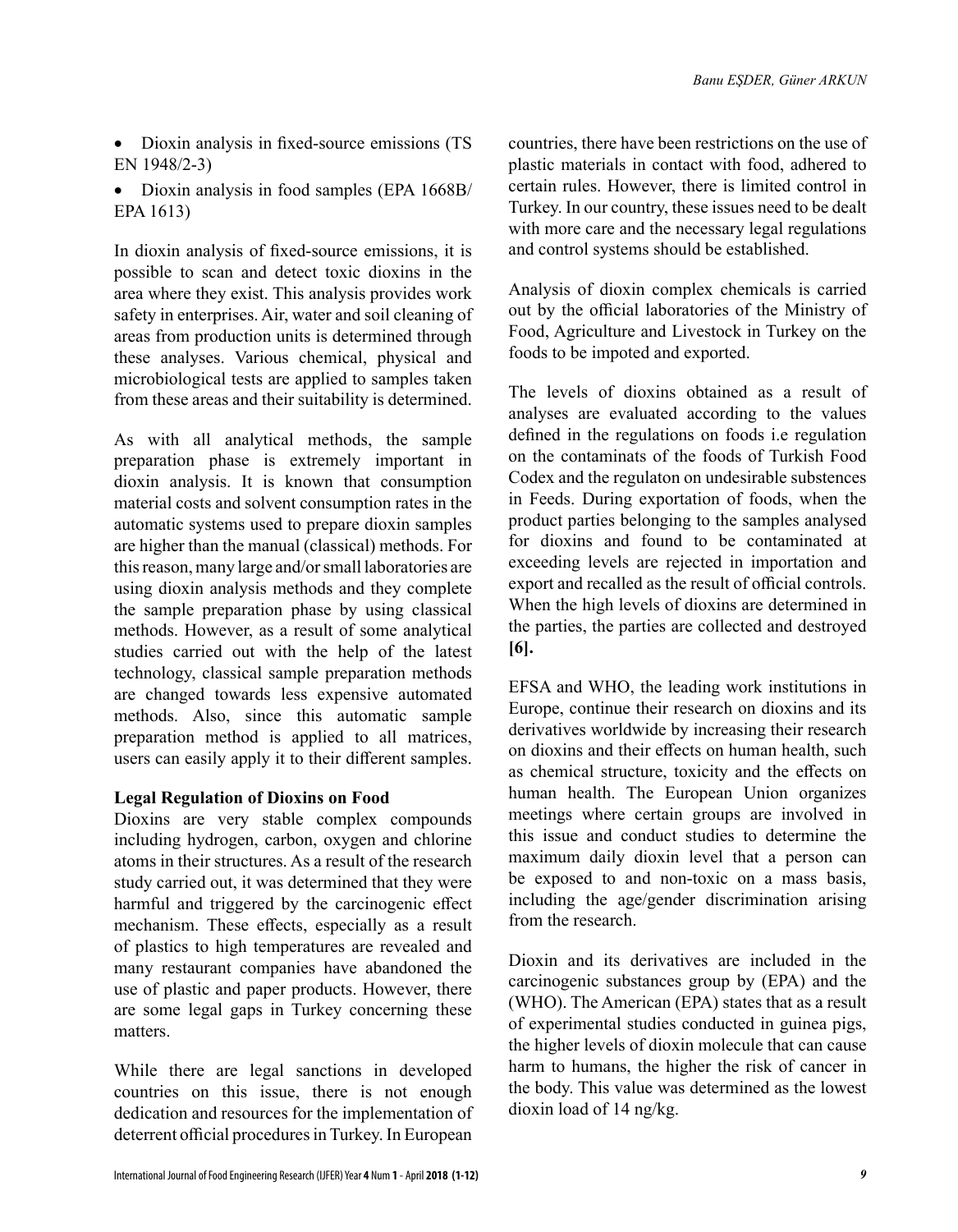- Dioxin analysis in fixed-source emissions (TS EN 1948/2-3)
- Dioxin analysis in food samples (EPA 1668B/ EPA 1613)

In dioxin analysis of fixed-source emissions, it is possible to scan and detect toxic dioxins in the area where they exist. This analysis provides work safety in enterprises. Air, water and soil cleaning of areas from production units is determined through these analyses. Various chemical, physical and microbiological tests are applied to samples taken from these areas and their suitability is determined.

As with all analytical methods, the sample preparation phase is extremely important in dioxin analysis. It is known that consumption material costs and solvent consumption rates in the automatic systems used to prepare dioxin samples are higher than the manual (classical) methods. For this reason, many large and/or small laboratories are using dioxin analysis methods and they complete the sample preparation phase by using classical methods. However, as a result of some analytical studies carried out with the help of the latest technology, classical sample preparation methods are changed towards less expensive automated methods. Also, since this automatic sample preparation method is applied to all matrices, users can easily apply it to their different samples.

**Legal Regulation of Dioxins on Food**

Dioxins are very stable complex compounds including hydrogen, carbon, oxygen and chlorine atoms in their structures. As a result of the research study carried out, it was determined that they were harmful and triggered by the carcinogenic effect mechanism. These effects, especially as a result of plastics to high temperatures are revealed and many restaurant companies have abandoned the use of plastic and paper products. However, there are some legal gaps in Turkey concerning these matters.

While there are legal sanctions in developed countries on this issue, there is not enough dedication and resources for the implementation of deterrent official procedures in Turkey. In European countries, there have been restrictions on the use of plastic materials in contact with food, adhered to certain rules. However, there is limited control in Turkey. In our country, these issues need to be dealt with more care and the necessary legal regulations and control systems should be established.

Analysis of dioxin complex chemicals is carried out by the official laboratories of the Ministry of Food, Agriculture and Livestock in Turkey on the foods to be impoted and exported.

The levels of dioxins obtained as a result of analyses are evaluated according to the values defined in the regulations on foods i.e regulation on the contaminats of the foods of Turkish Food Codex and the regulaton on undesirable substences in Feeds. During exportation of foods, when the product parties belonging to the samples analysed for dioxins and found to be contaminated at exceeding levels are rejected in importation and export and recalled as the result of official controls. When the high levels of dioxins are determined in the parties, the parties are collected and destroyed **[6].**

EFSA and WHO, the leading work institutions in Europe, continue their research on dioxins and its derivatives worldwide by increasing their research on dioxins and their effects on human health, such as chemical structure, toxicity and the effects on human health. The European Union organizes meetings where certain groups are involved in this issue and conduct studies to determine the maximum daily dioxin level that a person can be exposed to and non-toxic on a mass basis, including the age/gender discrimination arising from the research.

Dioxin and its derivatives are included in the carcinogenic substances group by (EPA) and the (WHO). The American (EPA) states that as a result of experimental studies conducted in guinea pigs, the higher levels of dioxin molecule that can cause harm to humans, the higher the risk of cancer in the body. This value was determined as the lowest dioxin load of 14 ng/kg.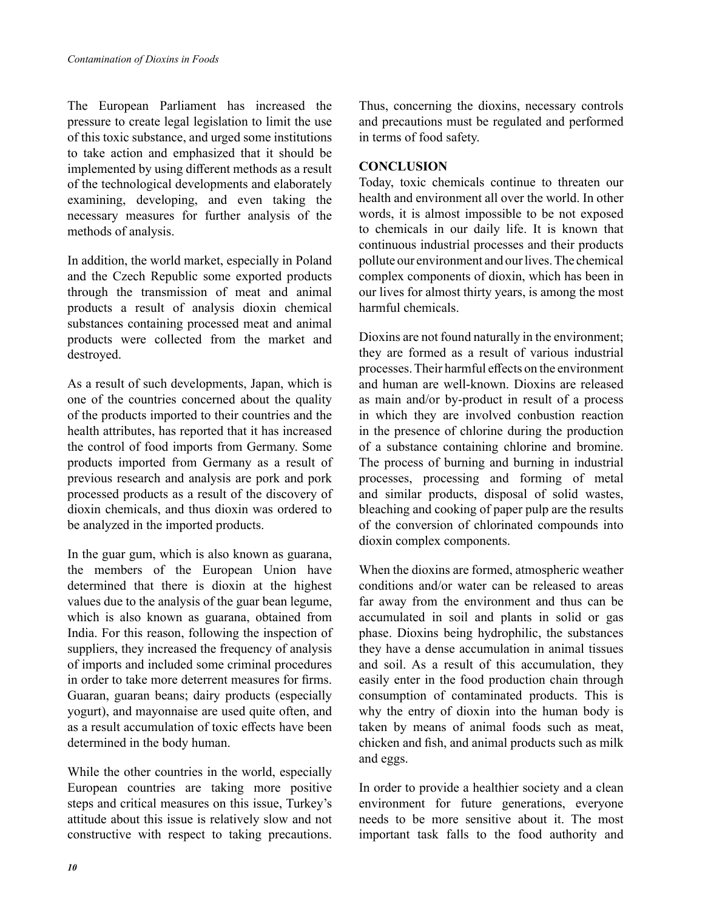The European Parliament has increased the pressure to create legal legislation to limit the use of this toxic substance, and urged some institutions to take action and emphasized that it should be implemented by using different methods as a result of the technological developments and elaborately examining, developing, and even taking the necessary measures for further analysis of the methods of analysis.

In addition, the world market, especially in Poland and the Czech Republic some exported products through the transmission of meat and animal products a result of analysis dioxin chemical substances containing processed meat and animal products were collected from the market and destroyed.

As a result of such developments, Japan, which is one of the countries concerned about the quality of the products imported to their countries and the health attributes, has reported that it has increased the control of food imports from Germany. Some products imported from Germany as a result of previous research and analysis are pork and pork processed products as a result of the discovery of dioxin chemicals, and thus dioxin was ordered to be analyzed in the imported products.

In the guar gum, which is also known as guarana, the members of the European Union have determined that there is dioxin at the highest values due to the analysis of the guar bean legume, which is also known as guarana, obtained from India. For this reason, following the inspection of suppliers, they increased the frequency of analysis of imports and included some criminal procedures in order to take more deterrent measures for firms. Guaran, guaran beans; dairy products (especially yogurt), and mayonnaise are used quite often, and as a result accumulation of toxic effects have been determined in the body human.

While the other countries in the world, especially European countries are taking more positive steps and critical measures on this issue, Turkey's attitude about this issue is relatively slow and not constructive with respect to taking precautions. Thus, concerning the dioxins, necessary controls and precautions must be regulated and performed in terms of food safety.

## CONCLUSION

Today, toxic chemicals continue to threaten our health and environment all over the world. In other words, it is almost impossible to be not exposed to chemicals in our daily life. It is known that continuous industrial processes and their products pollute our environment and our lives. The chemical complex components of dioxin, which has been in our lives for almost thirty years, is among the most harmful chemicals.

Dioxins are not found naturally in the environment; they are formed as a result of various industrial processes. Their harmful effects on the environment and human are well-known. Dioxins are released as main and/or by-product in result of a process in which they are involved conbustion reaction in the presence of chlorine during the production of a substance containing chlorine and bromine. The process of burning and burning in industrial processes, processing and forming of metal and similar products, disposal of solid wastes, bleaching and cooking of paper pulp are the results of the conversion of chlorinated compounds into dioxin complex components.

When the dioxins are formed, atmospheric weather conditions and/or water can be released to areas far away from the environment and thus can be accumulated in soil and plants in solid or gas phase. Dioxins being hydrophilic, the substances they have a dense accumulation in animal tissues and soil. As a result of this accumulation, they easily enter in the food production chain through consumption of contaminated products. This is why the entry of dioxin into the human body is taken by means of animal foods such as meat, chicken and fish, and animal products such as milk and eggs.

In order to provide a healthier society and a clean environment for future generations, everyone needs to be more sensitive about it. The most important task falls to the food authority and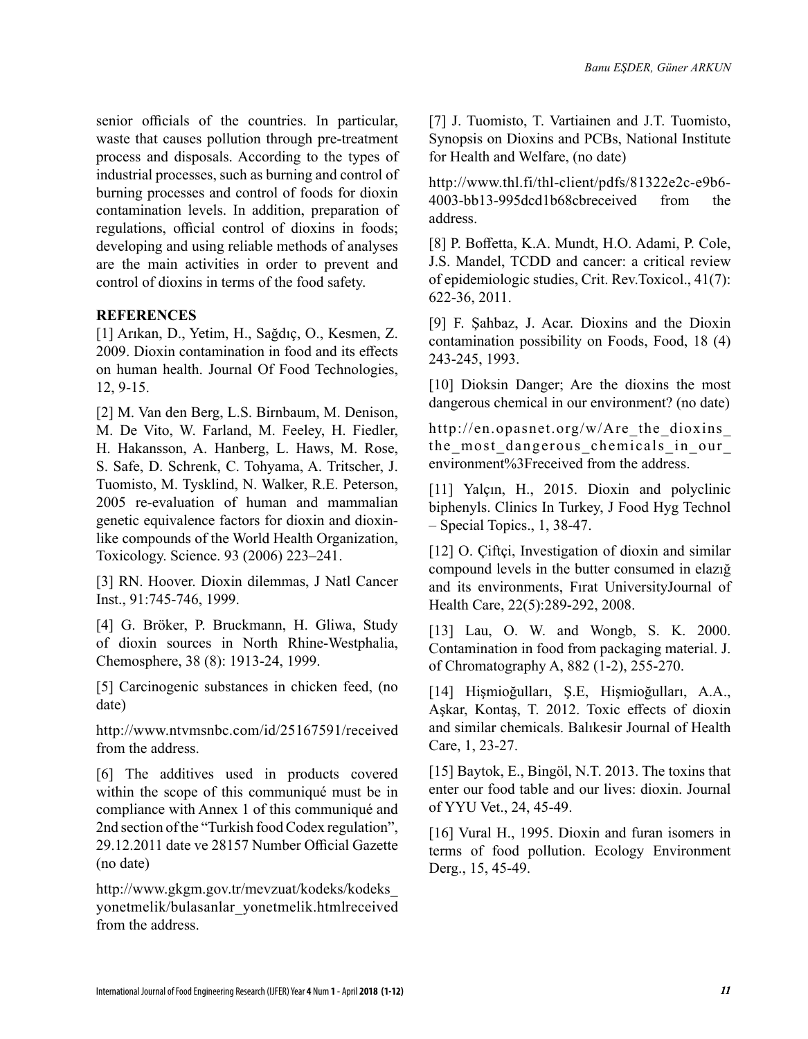senior officials of the countries. In particular, waste that causes pollution through pre-treatment process and disposals. According to the types of industrial processes, such as burning and control of burning processes and control of foods for dioxin contamination levels. In addition, preparation of regulations, official control of dioxins in foods; developing and using reliable methods of analyses are the main activities in order to prevent and control of dioxins in terms of the food safety.

## REFERENCES

[1] Arıkan, D., Yetim, H., Sağdıç, O., Kesmen, Z. 2009. Dioxin contamination in food and its effects on human health. Journal Of Food Technologies, 12, 9-15.

[2] M. Van den Berg, L.S. Birnbaum, M. Denison, M. De Vito, W. Farland, M. Feeley, H. Fiedler, H. Hakansson, A. Hanberg, L. Haws, M. Rose, S. Safe, D. Schrenk, C. Tohyama, A. Tritscher, J. Tuomisto, M. Tysklind, N. Walker, R.E. Peterson, 2005 re-evaluation of human and mammalian genetic equivalence factors for dioxin and dioxin-like compounds of the World Health Organization, Toxicology. Science. 93 (2006) 223–241.

[3] RN. Hoover. Dioxin dilemmas, J Natl Cancer Inst., 91:745-746, 1999.

[4] G. Bröker, P. Bruckmann, H. Gliwa, Study of dioxin sources in North Rhine-Westphalia, Chemosphere, 38 (8): 1913-24, 1999.

[5] Carcinogenic substances in chicken feed, (no date)

http://www.ntvmsnbc.com/id/25167591/received from the address.

[6] The additives used in products covered within the scope of this communiqué must be in compliance with Annex 1 of this communiqué and 2nd section of the "Turkish food Codex regulation", 29.12.2011 date ve 28157 Number Official Gazette (no date)

http://www.gkgm.gov.tr/mevzuat/kodeks/kodeks_yonetmelik/bulasanlar_yonetmelik.htmlreceived from the address.

[7] J. Tuomisto, T. Vartiainen and J.T. Tuomisto, Synopsis on Dioxins and PCBs, National Institute for Health and Welfare, (no date)

http://www.thl.fi/thl-client/pdfs/81322e2c-e9b6-4003-bb13-995dcd1b68cbreceived from the address.

[8] P. Boffetta, K.A. Mundt, H.O. Adami, P. Cole, J.S. Mandel, TCDD and cancer: a critical review of epidemiologic studies, Crit. Rev.Toxicol., 41(7): 622-36, 2011.

[9] F. Şahbaz, J. Acar. Dioxins and the Dioxin contamination possibility on Foods, Food, 18 (4) 243-245, 1993.

[10] Dioksin Danger; Are the dioxins the most dangerous chemical in our environment? (no date)

http://en.opasnet.org/w/Are_the_dioxins_the_most_dangerous_chemicals_in_our_environment%3Freceived from the address.

[11] Yalçın, H., 2015. Dioxin and polyclinic biphenyls. Clinics In Turkey, J Food Hyg Technol – Special Topics., 1, 38-47.

[12] O. Çiftçi, Investigation of dioxin and similar compound levels in the butter consumed in elazığ and its environments, Fırat UniversityJournal of Health Care, 22(5):289-292, 2008.

[13] Lau, O. W. and Wongb, S. K. 2000. Contamination in food from packaging material. J. of Chromatography A, 882 (1-2), 255-270.

[14] Hişmioğulları, Ş.E, Hişmioğulları, A.A., Aşkar, Kontaş, T. 2012. Toxic effects of dioxin and similar chemicals. Balıkesir Journal of Health Care, 1, 23-27.

[15] Baytok, E., Bingöl, N.T. 2013. The toxins that enter our food table and our lives: dioxin. Journal of YYU Vet., 24, 45-49.

[16] Vural H., 1995. Dioxin and furan isomers in terms of food pollution. Ecology Environment Derg., 15, 45-49.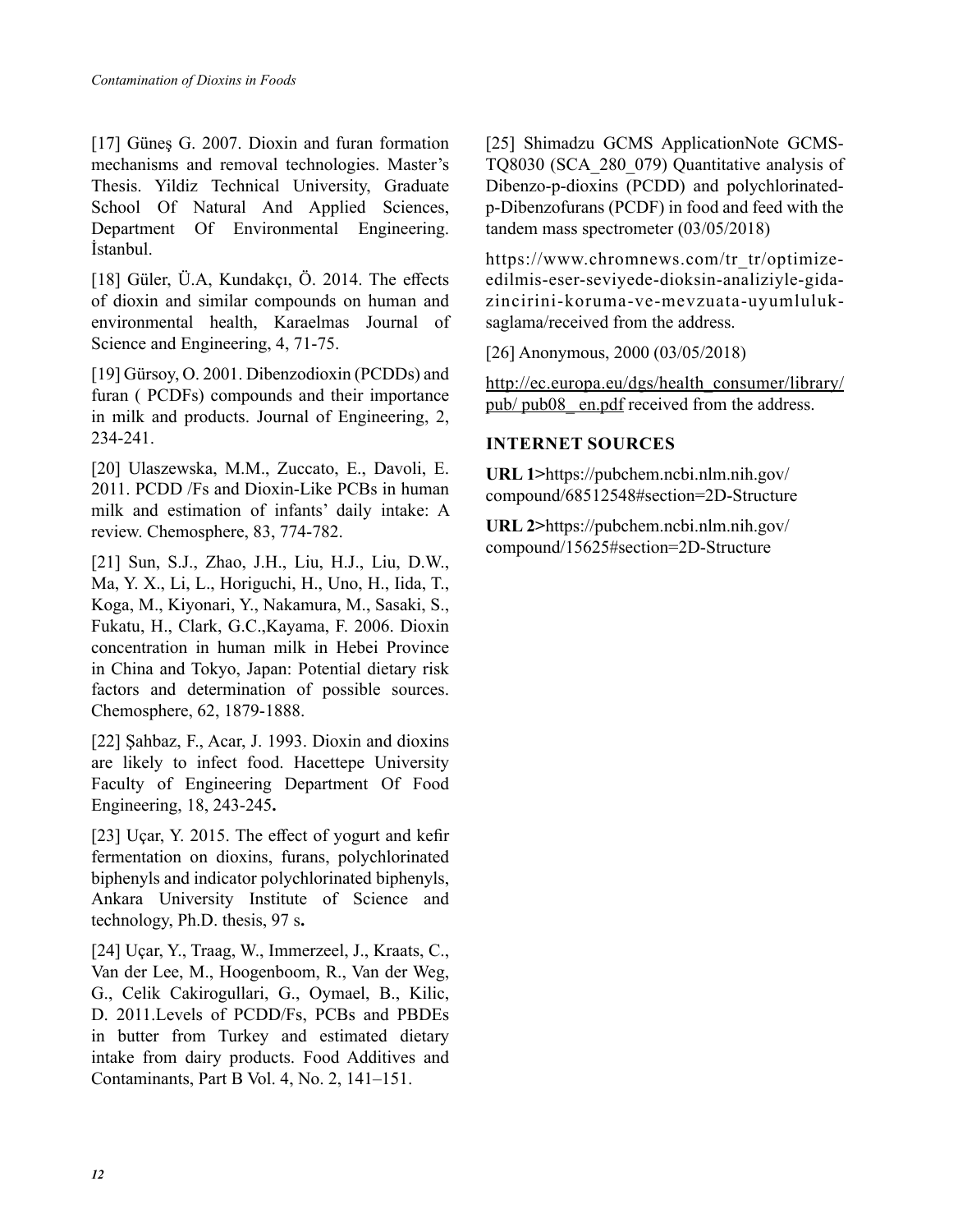[17] Güneş G. 2007. Dioxin and furan formation mechanisms and removal technologies. Master's Thesis. Yildiz Technical University, Graduate School Of Natural And Applied Sciences, Department Of Environmental Engineering. İstanbul.

[18] Güler, Ü.A, Kundakçı, Ö. 2014. The effects of dioxin and similar compounds on human and environmental health, Karaelmas Journal of Science and Engineering, 4, 71-75.

[19] Gürsoy, O. 2001. Dibenzodioxin (PCDDs) and furan ( PCDFs) compounds and their importance in milk and products. Journal of Engineering, 2, 234-241.

[20] Ulaszewska, M.M., Zuccato, E., Davoli, E. 2011. PCDD /Fs and Dioxin-Like PCBs in human milk and estimation of infants' daily intake: A review. Chemosphere, 83, 774-782.

[21] Sun, S.J., Zhao, J.H., Liu, H.J., Liu, D.W., Ma, Y. X., Li, L., Horiguchi, H., Uno, H., Iida, T., Koga, M., Kiyonari, Y., Nakamura, M., Sasaki, S., Fukatu, H., Clark, G.C.,Kayama, F. 2006. Dioxin concentration in human milk in Hebei Province in China and Tokyo, Japan: Potential dietary risk factors and determination of possible sources. Chemosphere, 62, 1879-1888.

[22] Şahbaz, F., Acar, J. 1993. Dioxin and dioxins are likely to infect food. Hacettepe University Faculty of Engineering Department Of Food Engineering, 18, 243-245**.**

[23] Uçar, Y. 2015. The effect of yogurt and kefir fermentation on dioxins, furans, polychlorinated biphenyls and indicator polychlorinated biphenyls, Ankara University Institute of Science and technology, Ph.D. thesis, 97 s**.**

[24] Uçar, Y., Traag, W., Immerzeel, J., Kraats, C., Van der Lee, M., Hoogenboom, R., Van der Weg, G., Celik Cakirogullari, G., Oymael, B., Kilic, D. 2011.Levels of PCDD/Fs, PCBs and PBDEs in butter from Turkey and estimated dietary intake from dairy products. Food Additives and Contaminants, Part B Vol. 4, No. 2, 141–151.

[25] Shimadzu GCMS ApplicationNote GCMS-TQ8030 (SCA_280_079) Quantitative analysis of Dibenzo-p-dioxins (PCDD) and polychlorinated-p-Dibenzofurans (PCDF) in food and feed with the tandem mass spectrometer (03/05/2018)

https://www.chromnews.com/tr_tr/optimize-edilmis-eser-seviyede-dioksin-analiziyle-gida-zincirini-koruma-ve-mevzuata-uyumluluk-saglama/received from the address.

[26] Anonymous, 2000 (03/05/2018)

http://ec.europa.eu/dgs/health_consumer/library/pub/ pub08_ en.pdf received from the address.

## INTERNET SOURCES

**URL 1>**https://pubchem.ncbi.nlm.nih.gov/compound/68512548#section=2D-Structure

**URL 2>**https://pubchem.ncbi.nlm.nih.gov/compound/15625#section=2D-Structure